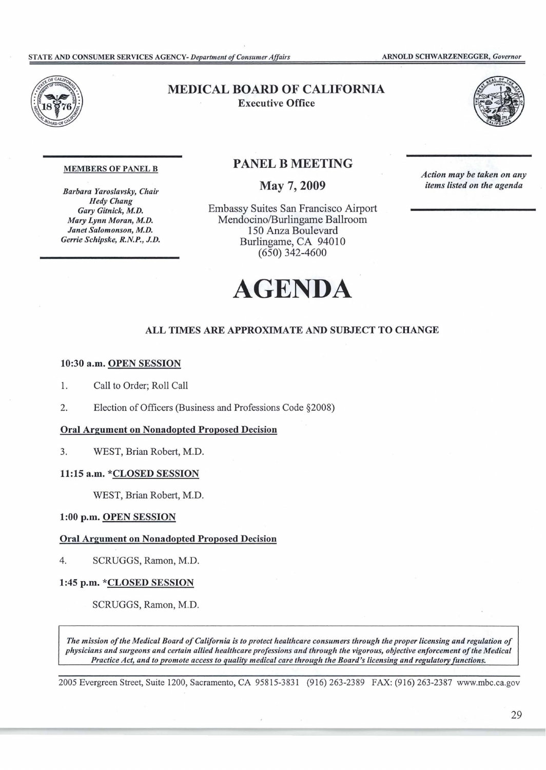STATE AND CONSUMER SERVICES AGENCY- *Department of Consumer Affairs* ARNOLD SCHWARZENEGGER, *Governor*

# MEDICAL BOARD OF CALIFORNIA

**Executive Office**

**MEMBERS OF PANEL B**

*Barbara Yaroslavsky, Chair*
*Hedy Chang*
*Gary Gitnick, M.D.*
*Mary Lynn Moran, M.D.*
*Janet Salomonson, M.D.*
*Gerrie Schipske, R.N.P., J.D.*

## PANEL B MEETING

## May 7, 2009

Embassy Suites San Francisco Airport
Mendocino/Burlingame Ballroom
150 Anza Boulevard
Burlingame, CA 94010
(650) 342-4600

***Action may be taken on any items listed on the agenda***

# AGENDA

**ALL TIMES ARE APPROXIMATE AND SUBJECT TO CHANGE**

**10:30 a.m. OPEN SESSION**

1. Call to Order; Roll Call
2. Election of Officers (Business and Professions Code §2008)

**Oral Argument on Nonadopted Proposed Decision**

3. WEST, Brian Robert, M.D.

**11:15 a.m. *CLOSED SESSION**

WEST, Brian Robert, M.D.

**1:00 p.m. OPEN SESSION**

**Oral Argument on Nonadopted Proposed Decision**

4. SCRUGGS, Ramon, M.D.

**1:45 p.m. *CLOSED SESSION**

SCRUGGS, Ramon, M.D.

*The mission of the Medical Board of California is to protect healthcare consumers through the proper licensing and regulation of physicians and surgeons and certain allied healthcare professions and through the vigorous, objective enforcement of the Medical Practice Act, and to promote access to quality medical care through the Board's licensing and regulatory functions.*

2005 Evergreen Street, Suite 1200, Sacramento, CA 95815-3831 (916) 263-2389 FAX: (916) 263-2387 www.mbc.ca.gov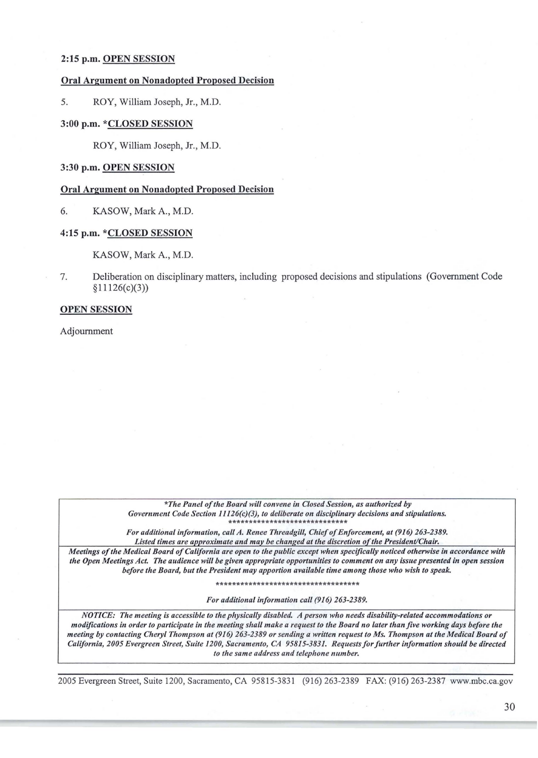**2:15 p.m. OPEN SESSION**

**Oral Argument on Nonadopted Proposed Decision**

5. ROY, William Joseph, Jr., M.D.

**3:00 p.m. *CLOSED SESSION**

ROY, William Joseph, Jr., M.D.

**3:30 p.m. OPEN SESSION**

**Oral Argument on Nonadopted Proposed Decision**

6. KASOW, Mark A., M.D.

**4:15 p.m. *CLOSED SESSION**

KASOW, Mark A., M.D.

7. Deliberation on disciplinary matters, including proposed decisions and stipulations (Government Code §11126(c)(3))

**OPEN SESSION**

Adjournment

---

*\*The Panel of the Board will convene in Closed Session, as authorized by Government Code Section 11126(c)(3), to deliberate on disciplinary decisions and stipulations.*

*****************************

*For additional information, call A. Renee Threadgill, Chief of Enforcement, at (916) 263-2389.*
*Listed times are approximate and may be changed at the discretion of the President/Chair.*

---

*Meetings of the Medical Board of California are open to the public except when specifically noticed otherwise in accordance with the Open Meetings Act. The audience will be given appropriate opportunities to comment on any issue presented in open session before the Board, but the President may apportion available time among those who wish to speak.*

************************************

*For additional information call (916) 263-2389.*

---

*NOTICE: The meeting is accessible to the physically disabled. A person who needs disability-related accommodations or modifications in order to participate in the meeting shall make a request to the Board no later than five working days before the meeting by contacting Cheryl Thompson at (916) 263-2389 or sending a written request to Ms. Thompson at the Medical Board of California, 2005 Evergreen Street, Suite 1200, Sacramento, CA 95815-3831. Requests for further information should be directed to the same address and telephone number.*

---

2005 Evergreen Street, Suite 1200, Sacramento, CA 95815-3831 (916) 263-2389 FAX: (916) 263-2387 www.mbc.ca.gov